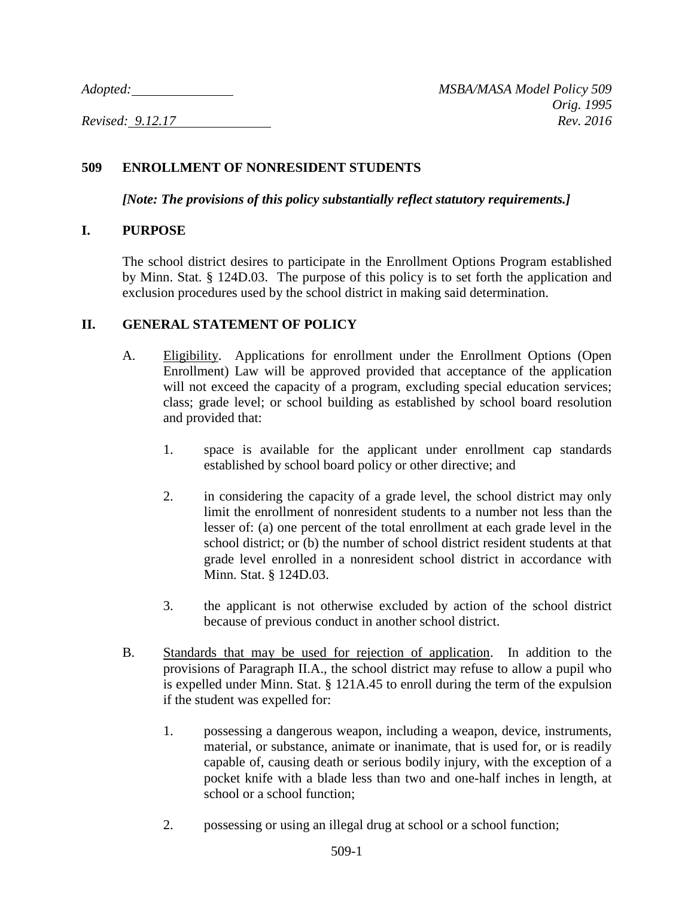*Adopted:* \_\_\_\_\_\_\_\_\_\_\_\_\_\_\_ *MSBA/MASA Model Policy 509*

*Orig. 1995*

*Revised: 9.12.17* *Rev. 2016*

# 509 ENROLLMENT OF NONRESIDENT STUDENTS

***[Note: The provisions of this policy substantially reflect statutory requirements.]***

## I. PURPOSE

The school district desires to participate in the Enrollment Options Program established by Minn. Stat. § 124D.03. The purpose of this policy is to set forth the application and exclusion procedures used by the school district in making said determination.

## II. GENERAL STATEMENT OF POLICY

A. Eligibility. Applications for enrollment under the Enrollment Options (Open Enrollment) Law will be approved provided that acceptance of the application will not exceed the capacity of a program, excluding special education services; class; grade level; or school building as established by school board resolution and provided that:

1. space is available for the applicant under enrollment cap standards established by school board policy or other directive; and

2. in considering the capacity of a grade level, the school district may only limit the enrollment of nonresident students to a number not less than the lesser of: (a) one percent of the total enrollment at each grade level in the school district; or (b) the number of school district resident students at that grade level enrolled in a nonresident school district in accordance with Minn. Stat. § 124D.03.

3. the applicant is not otherwise excluded by action of the school district because of previous conduct in another school district.

B. Standards that may be used for rejection of application. In addition to the provisions of Paragraph II.A., the school district may refuse to allow a pupil who is expelled under Minn. Stat. § 121A.45 to enroll during the term of the expulsion if the student was expelled for:

1. possessing a dangerous weapon, including a weapon, device, instruments, material, or substance, animate or inanimate, that is used for, or is readily capable of, causing death or serious bodily injury, with the exception of a pocket knife with a blade less than two and one-half inches in length, at school or a school function;

2. possessing or using an illegal drug at school or a school function;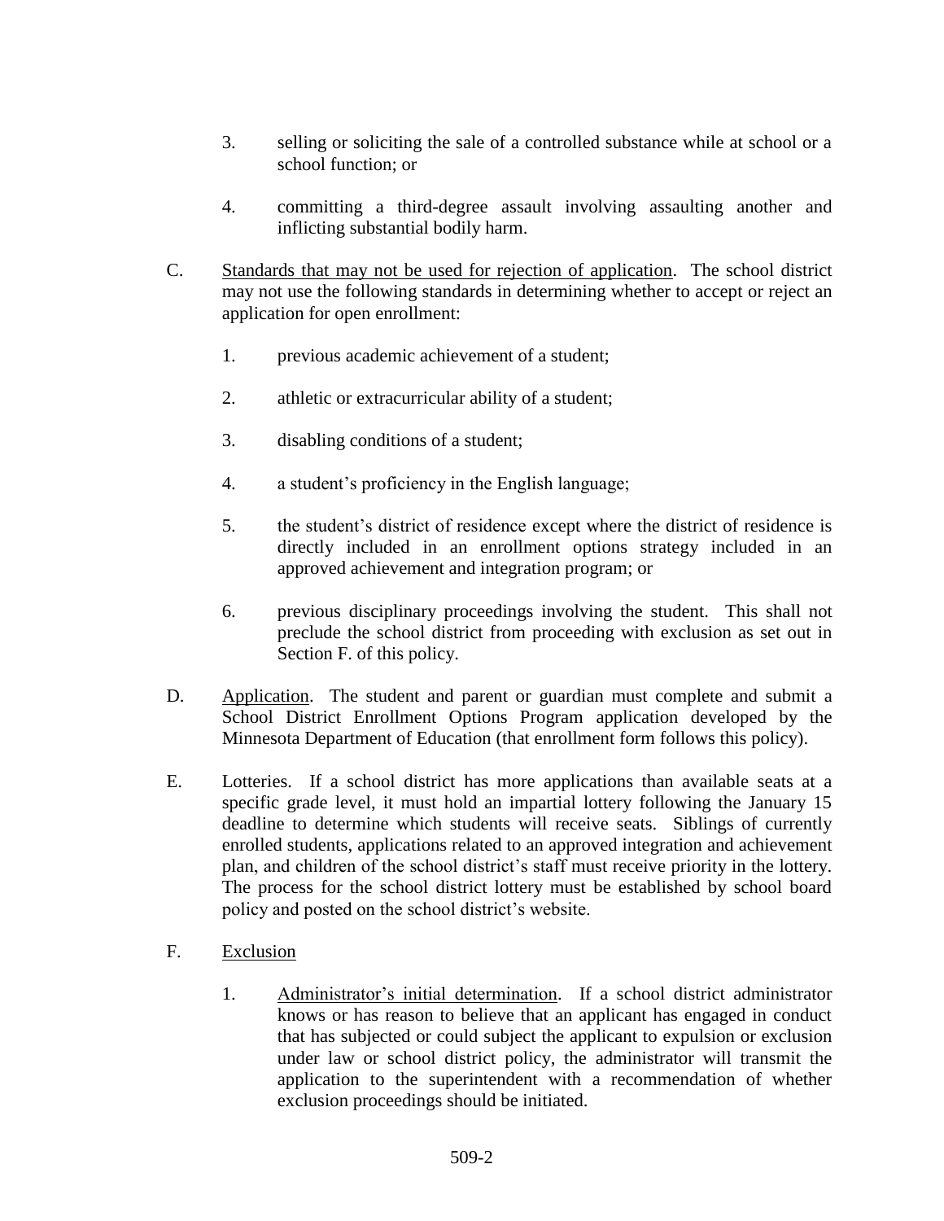3. selling or soliciting the sale of a controlled substance while at school or a school function; or

4. committing a third-degree assault involving assaulting another and inflicting substantial bodily harm.

C. Standards that may not be used for rejection of application. The school district may not use the following standards in determining whether to accept or reject an application for open enrollment:

1. previous academic achievement of a student;

2. athletic or extracurricular ability of a student;

3. disabling conditions of a student;

4. a student's proficiency in the English language;

5. the student's district of residence except where the district of residence is directly included in an enrollment options strategy included in an approved achievement and integration program; or

6. previous disciplinary proceedings involving the student. This shall not preclude the school district from proceeding with exclusion as set out in Section F. of this policy.

D. Application. The student and parent or guardian must complete and submit a School District Enrollment Options Program application developed by the Minnesota Department of Education (that enrollment form follows this policy).

E. Lotteries. If a school district has more applications than available seats at a specific grade level, it must hold an impartial lottery following the January 15 deadline to determine which students will receive seats. Siblings of currently enrolled students, applications related to an approved integration and achievement plan, and children of the school district's staff must receive priority in the lottery. The process for the school district lottery must be established by school board policy and posted on the school district's website.

F. Exclusion

1. Administrator's initial determination. If a school district administrator knows or has reason to believe that an applicant has engaged in conduct that has subjected or could subject the applicant to expulsion or exclusion under law or school district policy, the administrator will transmit the application to the superintendent with a recommendation of whether exclusion proceedings should be initiated.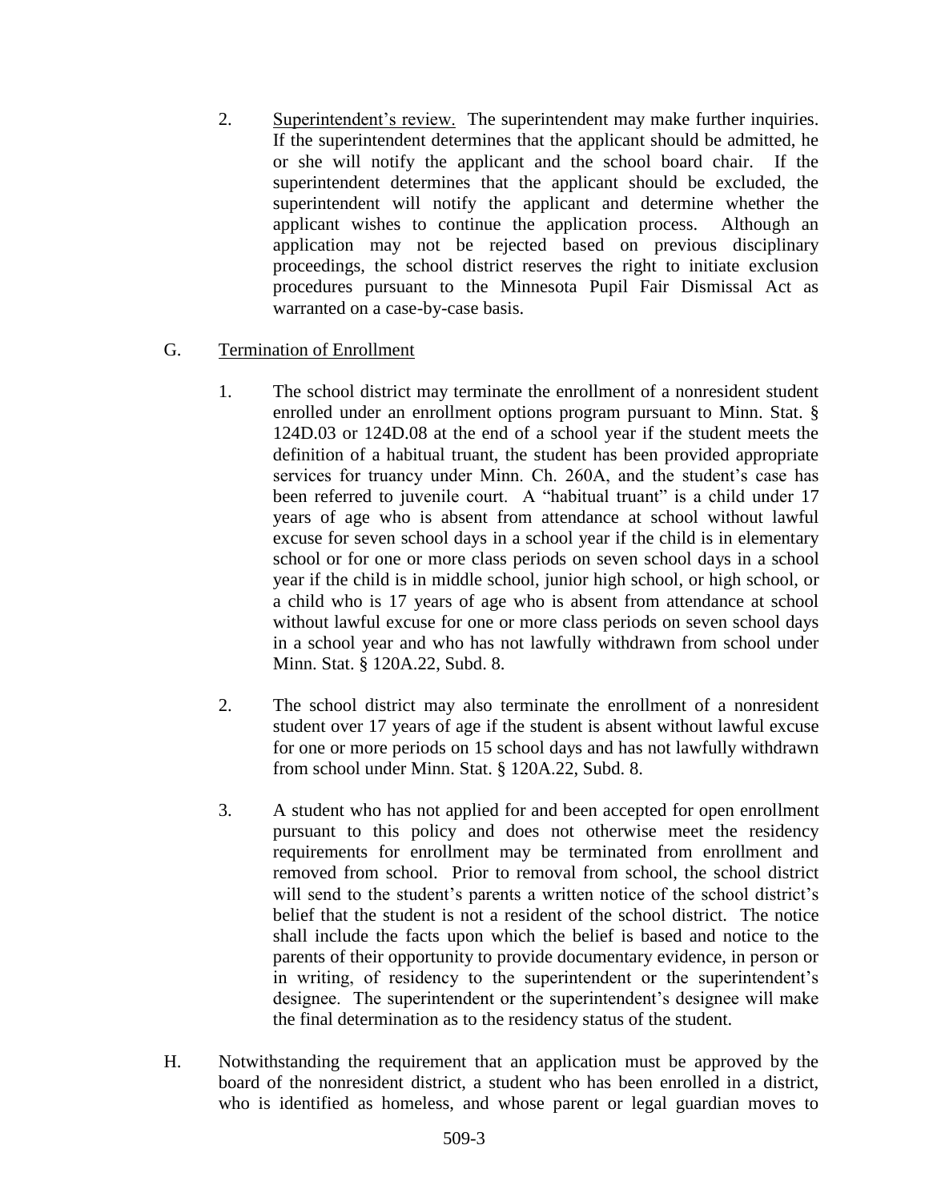2. Superintendent's review. The superintendent may make further inquiries. If the superintendent determines that the applicant should be admitted, he or she will notify the applicant and the school board chair. If the superintendent determines that the applicant should be excluded, the superintendent will notify the applicant and determine whether the applicant wishes to continue the application process. Although an application may not be rejected based on previous disciplinary proceedings, the school district reserves the right to initiate exclusion procedures pursuant to the Minnesota Pupil Fair Dismissal Act as warranted on a case-by-case basis.

G. Termination of Enrollment

1. The school district may terminate the enrollment of a nonresident student enrolled under an enrollment options program pursuant to Minn. Stat. § 124D.03 or 124D.08 at the end of a school year if the student meets the definition of a habitual truant, the student has been provided appropriate services for truancy under Minn. Ch. 260A, and the student's case has been referred to juvenile court. A "habitual truant" is a child under 17 years of age who is absent from attendance at school without lawful excuse for seven school days in a school year if the child is in elementary school or for one or more class periods on seven school days in a school year if the child is in middle school, junior high school, or high school, or a child who is 17 years of age who is absent from attendance at school without lawful excuse for one or more class periods on seven school days in a school year and who has not lawfully withdrawn from school under Minn. Stat. § 120A.22, Subd. 8.

2. The school district may also terminate the enrollment of a nonresident student over 17 years of age if the student is absent without lawful excuse for one or more periods on 15 school days and has not lawfully withdrawn from school under Minn. Stat. § 120A.22, Subd. 8.

3. A student who has not applied for and been accepted for open enrollment pursuant to this policy and does not otherwise meet the residency requirements for enrollment may be terminated from enrollment and removed from school. Prior to removal from school, the school district will send to the student's parents a written notice of the school district's belief that the student is not a resident of the school district. The notice shall include the facts upon which the belief is based and notice to the parents of their opportunity to provide documentary evidence, in person or in writing, of residency to the superintendent or the superintendent's designee. The superintendent or the superintendent's designee will make the final determination as to the residency status of the student.

H. Notwithstanding the requirement that an application must be approved by the board of the nonresident district, a student who has been enrolled in a district, who is identified as homeless, and whose parent or legal guardian moves to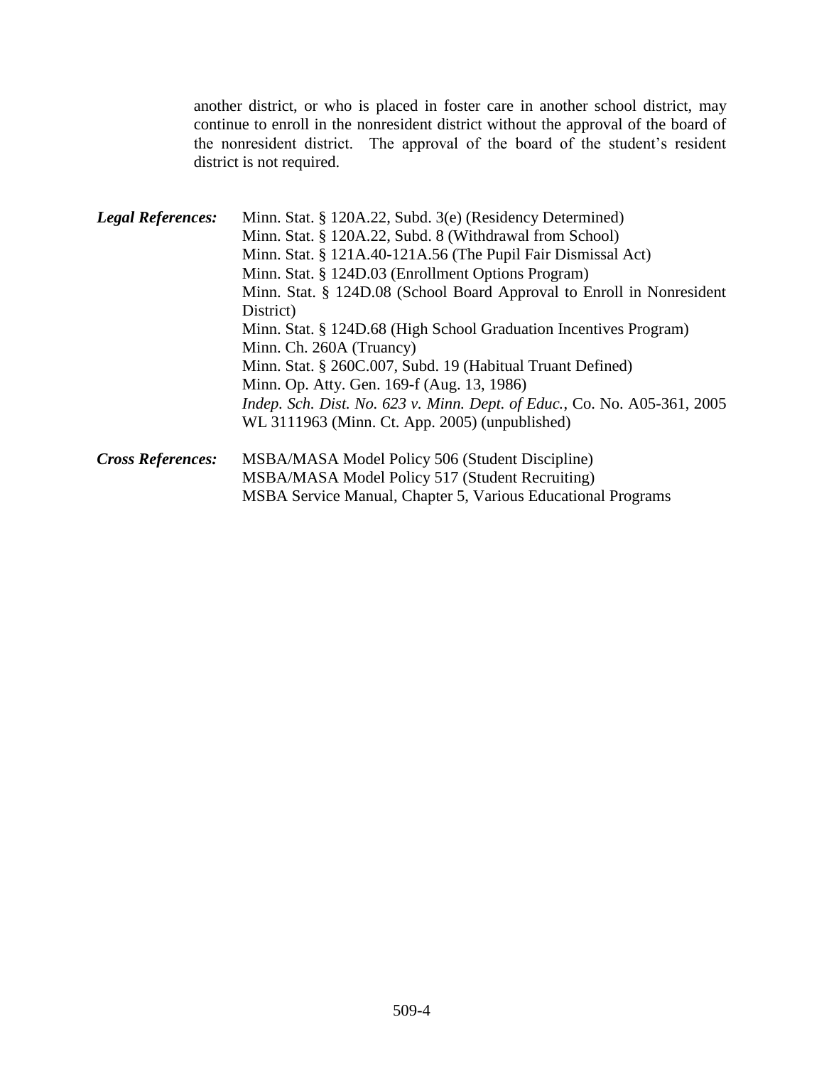another district, or who is placed in foster care in another school district, may continue to enroll in the nonresident district without the approval of the board of the nonresident district. The approval of the board of the student's resident district is not required.

***Legal References:***
Minn. Stat. § 120A.22, Subd. 3(e) (Residency Determined)
Minn. Stat. § 120A.22, Subd. 8 (Withdrawal from School)
Minn. Stat. § 121A.40-121A.56 (The Pupil Fair Dismissal Act)
Minn. Stat. § 124D.03 (Enrollment Options Program)
Minn. Stat. § 124D.08 (School Board Approval to Enroll in Nonresident District)
Minn. Stat. § 124D.68 (High School Graduation Incentives Program)
Minn. Ch. 260A (Truancy)
Minn. Stat. § 260C.007, Subd. 19 (Habitual Truant Defined)
Minn. Op. Atty. Gen. 169-f (Aug. 13, 1986)
*Indep. Sch. Dist. No. 623 v. Minn. Dept. of Educ.*, Co. No. A05-361, 2005 WL 3111963 (Minn. Ct. App. 2005) (unpublished)

***Cross References:***
MSBA/MASA Model Policy 506 (Student Discipline)
MSBA/MASA Model Policy 517 (Student Recruiting)
MSBA Service Manual, Chapter 5, Various Educational Programs